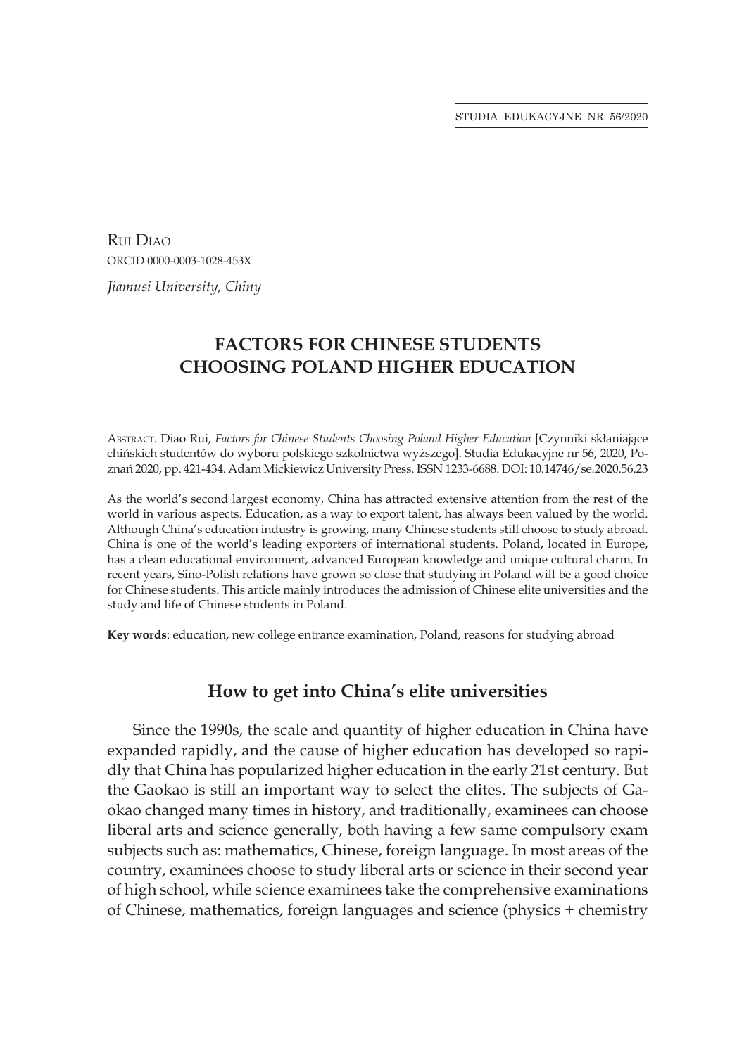Rui Diao
ORCID 0000-0003-1028-453X
*Jiamusi University, Chiny*

# FACTORS FOR CHINESE STUDENTS CHOOSING POLAND HIGHER EDUCATION

Abstract. Diao Rui, *Factors for Chinese Students Choosing Poland Higher Education* [Czynniki skłaniające chińskich studentów do wyboru polskiego szkolnictwa wyższego]. Studia Edukacyjne nr 56, 2020, Poznań 2020, pp. 421-434. Adam Mickiewicz University Press. ISSN 1233-6688. DOI: 10.14746/se.2020.56.23

As the world's second largest economy, China has attracted extensive attention from the rest of the world in various aspects. Education, as a way to export talent, has always been valued by the world. Although China's education industry is growing, many Chinese students still choose to study abroad. China is one of the world's leading exporters of international students. Poland, located in Europe, has a clean educational environment, advanced European knowledge and unique cultural charm. In recent years, Sino-Polish relations have grown so close that studying in Poland will be a good choice for Chinese students. This article mainly introduces the admission of Chinese elite universities and the study and life of Chinese students in Poland.

**Key words**: education, new college entrance examination, Poland, reasons for studying abroad

## How to get into China's elite universities

Since the 1990s, the scale and quantity of higher education in China have expanded rapidly, and the cause of higher education has developed so rapidly that China has popularized higher education in the early 21st century. But the Gaokao is still an important way to select the elites. The subjects of Gaokao changed many times in history, and traditionally, examinees can choose liberal arts and science generally, both having a few same compulsory exam subjects such as: mathematics, Chinese, foreign language. In most areas of the country, examinees choose to study liberal arts or science in their second year of high school, while science examinees take the comprehensive examinations of Chinese, mathematics, foreign languages and science (physics + chemistry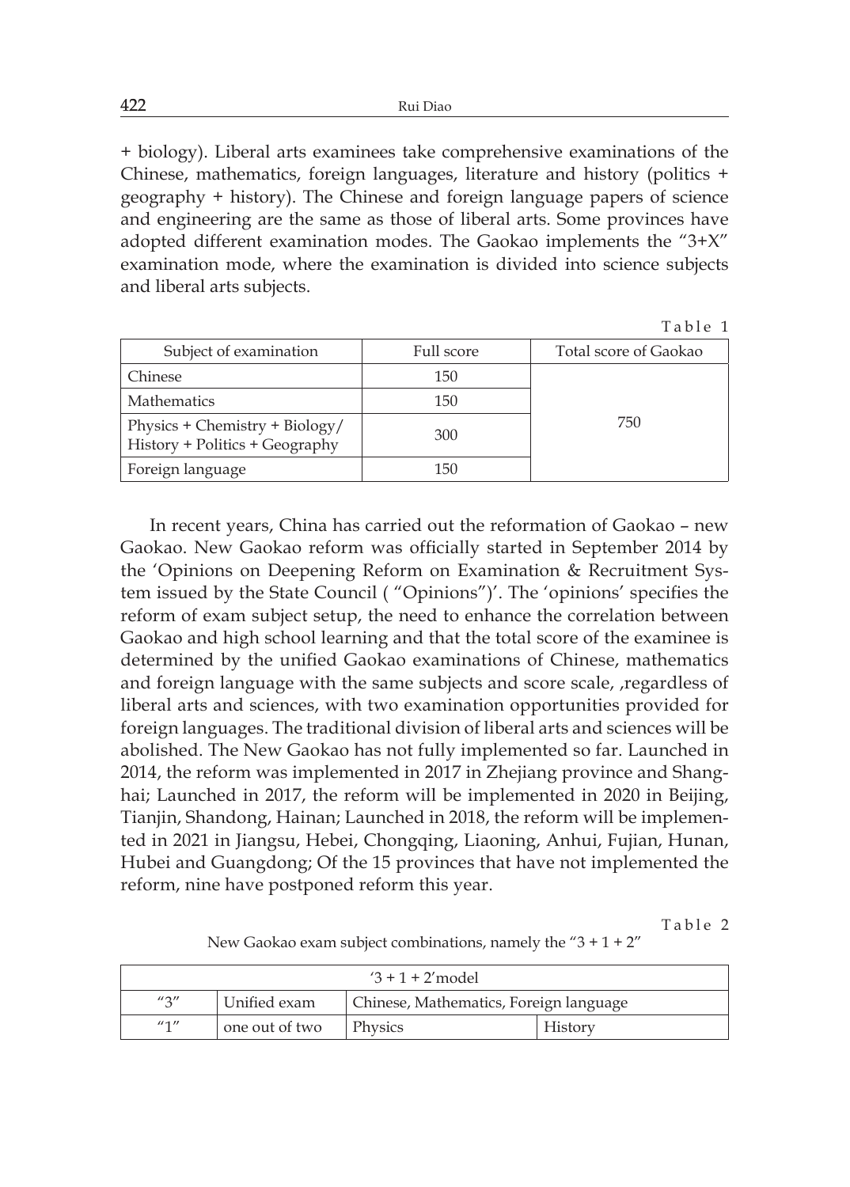+ biology). Liberal arts examinees take comprehensive examinations of the Chinese, mathematics, foreign languages, literature and history (politics + geography + history). The Chinese and foreign language papers of science and engineering are the same as those of liberal arts. Some provinces have adopted different examination modes. The Gaokao implements the "3+X" examination mode, where the examination is divided into science subjects and liberal arts subjects.

Table 1

| Subject of examination | Full score | Total score of Gaokao |
|---|---|---|
| Chinese | 150 | 750 |
| Mathematics | 150 | |
| Physics + Chemistry + Biology/ History + Politics + Geography | 300 | |
| Foreign language | 150 | |

In recent years, China has carried out the reformation of Gaokao – new Gaokao. New Gaokao reform was officially started in September 2014 by the 'Opinions on Deepening Reform on Examination & Recruitment System issued by the State Council ( "Opinions")'. The 'opinions' specifies the reform of exam subject setup, the need to enhance the correlation between Gaokao and high school learning and that the total score of the examinee is determined by the unified Gaokao examinations of Chinese, mathematics and foreign language with the same subjects and score scale, ,regardless of liberal arts and sciences, with two examination opportunities provided for foreign languages. The traditional division of liberal arts and sciences will be abolished. The New Gaokao has not fully implemented so far. Launched in 2014, the reform was implemented in 2017 in Zhejiang province and Shanghai; Launched in 2017, the reform will be implemented in 2020 in Beijing, Tianjin, Shandong, Hainan; Launched in 2018, the reform will be implemented in 2021 in Jiangsu, Hebei, Chongqing, Liaoning, Anhui, Fujian, Hunan, Hubei and Guangdong; Of the 15 provinces that have not implemented the reform, nine have postponed reform this year.

Table 2

New Gaokao exam subject combinations, namely the "3 + 1 + 2"

| '3 + 1 + 2'model | | | |
|---|---|---|---|
| "3" | Unified exam | Chinese, Mathematics, Foreign language | |
| "1" | one out of two | Physics | History |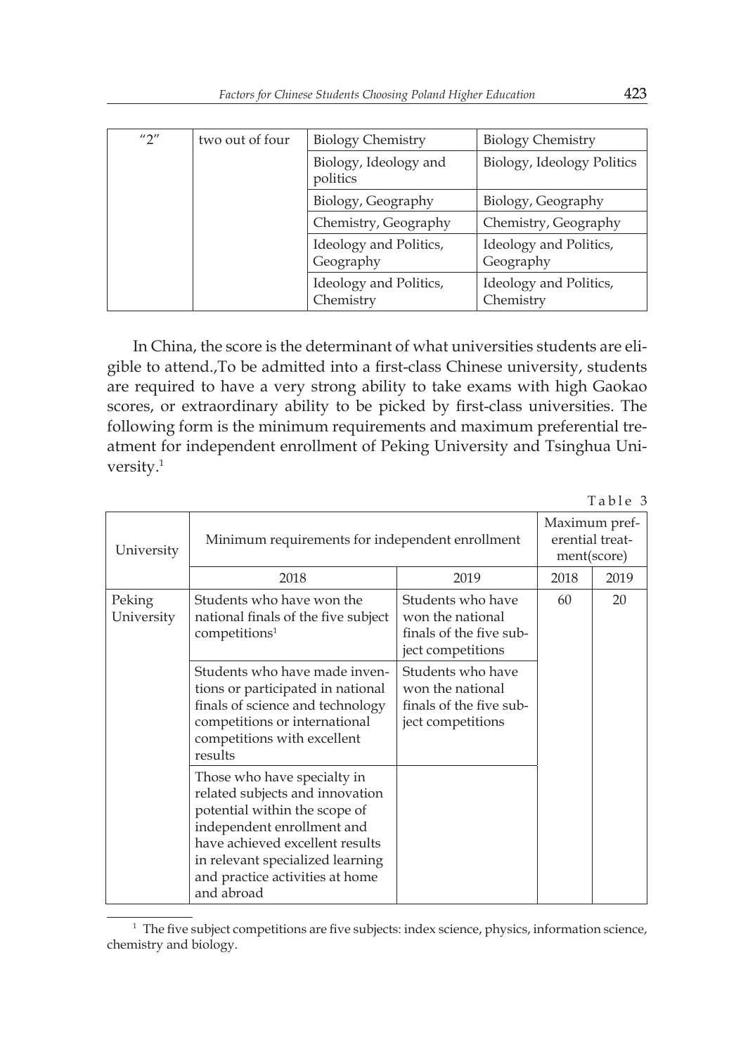| "2" | two out of four | Biology Chemistry | Biology Chemistry |
|---|---|---|---|
| | | Biology, Ideology and politics | Biology, Ideology Politics |
| | | Biology, Geography | Biology, Geography |
| | | Chemistry, Geography | Chemistry, Geography |
| | | Ideology and Politics, Geography | Ideology and Politics, Geography |
| | | Ideology and Politics, Chemistry | Ideology and Politics, Chemistry |

In China, the score is the determinant of what universities students are eligible to attend.,To be admitted into a first-class Chinese university, students are required to have a very strong ability to take exams with high Gaokao scores, or extraordinary ability to be picked by first-class universities. The following form is the minimum requirements and maximum preferential treatment for independent enrollment of Peking University and Tsinghua University.[1]

Table 3

| University | Minimum requirements for independent enrollment | | Maximum preferential treatment(score) | |
|---|---|---|---|---|
| | 2018 | 2019 | 2018 | 2019 |
| Peking University | Students who have won the national finals of the five subject competitions[1] | Students who have won the national finals of the five subject competitions | 60 | 20 |
| | Students who have made inventions or participated in national finals of science and technology competitions or international competitions with excellent results | Students who have won the national finals of the five subject competitions | | |
| | Those who have specialty in related subjects and innovation potential within the scope of independent enrollment and have achieved excellent results in relevant specialized learning and practice activities at home and abroad | | | |

[1] The five subject competitions are five subjects: index science, physics, information science, chemistry and biology.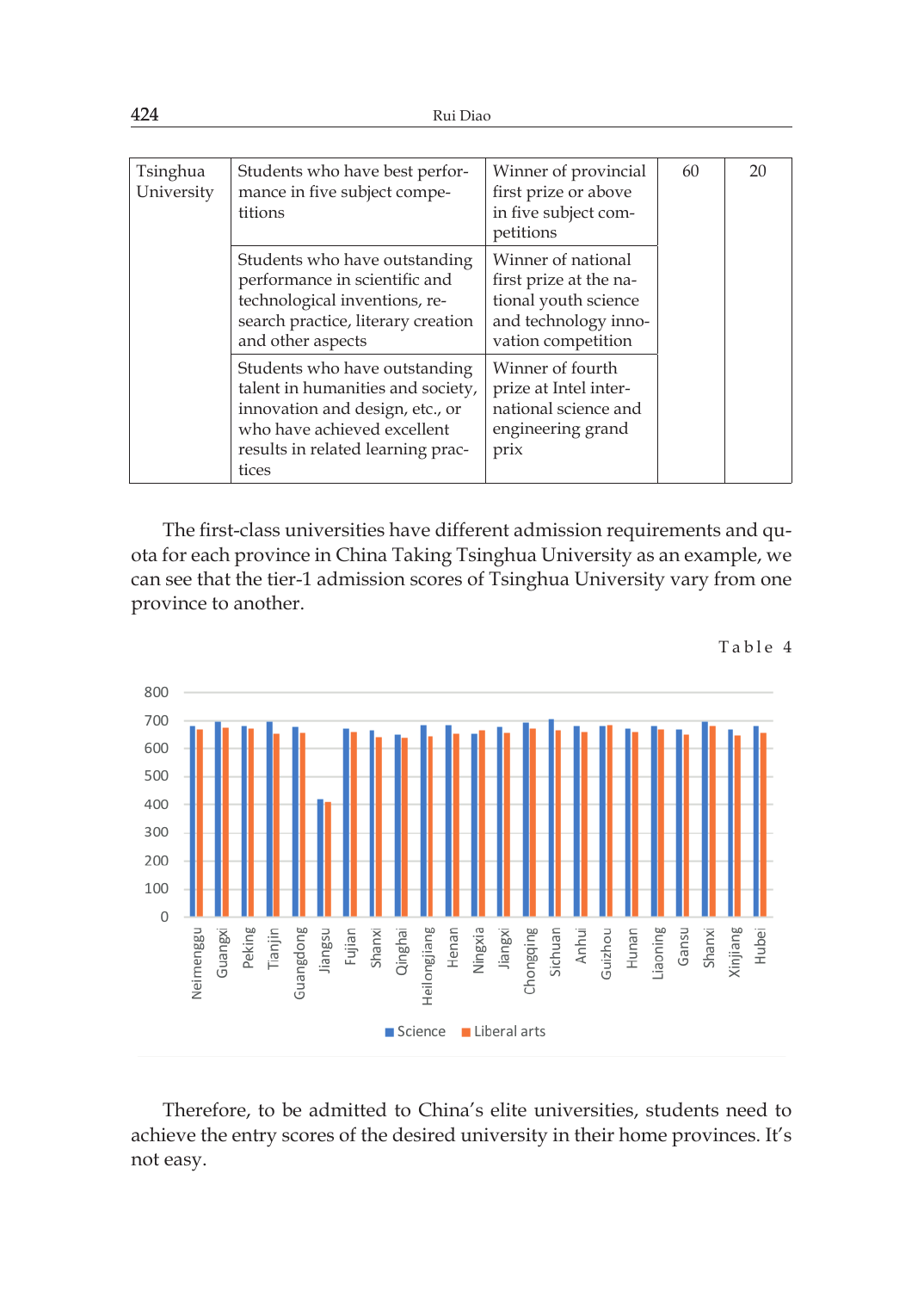| Tsinghua University | Students who have best performance in five subject competitions | Winner of provincial first prize or above in five subject competitions | 60 | 20 |
|---|---|---|---|---|
| | Students who have outstanding performance in scientific and technological inventions, research practice, literary creation and other aspects | Winner of national first prize at the national youth science and technology innovation competition | | |
| | Students who have outstanding talent in humanities and society, innovation and design, etc., or who have achieved excellent results in related learning practices | Winner of fourth prize at Intel international science and engineering grand prix | | |

The first-class universities have different admission requirements and quota for each province in China Taking Tsinghua University as an example, we can see that the tier-1 admission scores of Tsinghua University vary from one province to another.

Table 4

Therefore, to be admitted to China's elite universities, students need to achieve the entry scores of the desired university in their home provinces. It's not easy.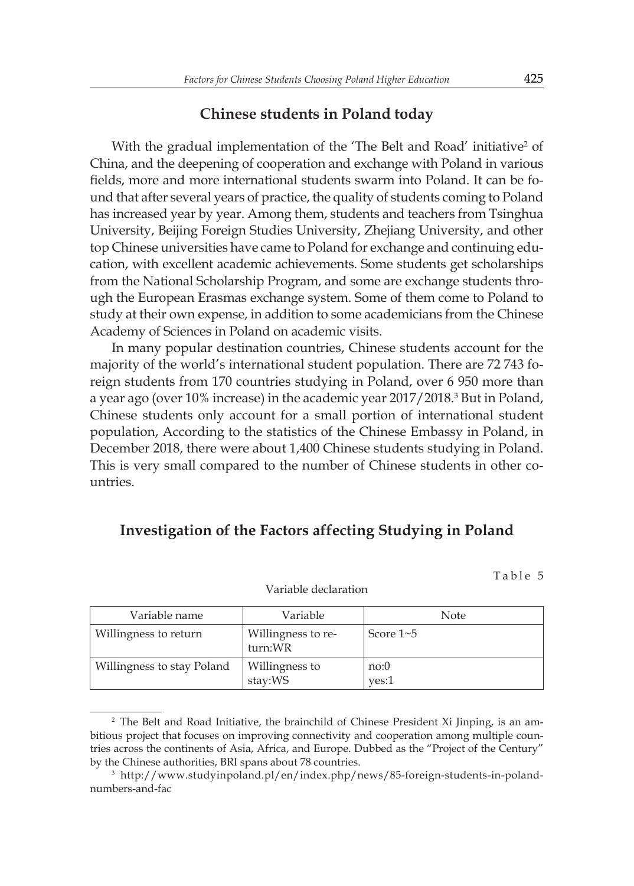## Chinese students in Poland today

With the gradual implementation of the 'The Belt and Road' initiative[2] of China, and the deepening of cooperation and exchange with Poland in various fields, more and more international students swarm into Poland. It can be found that after several years of practice, the quality of students coming to Poland has increased year by year. Among them, students and teachers from Tsinghua University, Beijing Foreign Studies University, Zhejiang University, and other top Chinese universities have came to Poland for exchange and continuing education, with excellent academic achievements. Some students get scholarships from the National Scholarship Program, and some are exchange students through the European Erasmas exchange system. Some of them come to Poland to study at their own expense, in addition to some academicians from the Chinese Academy of Sciences in Poland on academic visits.

In many popular destination countries, Chinese students account for the majority of the world's international student population. There are 72 743 foreign students from 170 countries studying in Poland, over 6 950 more than a year ago (over 10% increase) in the academic year 2017/2018.[3] But in Poland, Chinese students only account for a small portion of international student population, According to the statistics of the Chinese Embassy in Poland, in December 2018, there were about 1,400 Chinese students studying in Poland. This is very small compared to the number of Chinese students in other countries.

## Investigation of the Factors affecting Studying in Poland

Table 5

Variable declaration

| Variable name | Variable | Note |
|---|---|---|
| Willingness to return | Willingness to return:WR | Score 1~5 |
| Willingness to stay Poland | Willingness to stay:WS | no:0<br>yes:1 |

[2] The Belt and Road Initiative, the brainchild of Chinese President Xi Jinping, is an ambitious project that focuses on improving connectivity and cooperation among multiple countries across the continents of Asia, Africa, and Europe. Dubbed as the "Project of the Century" by the Chinese authorities, BRI spans about 78 countries.

[3] http://www.studyinpoland.pl/en/index.php/news/85-foreign-students-in-poland-numbers-and-fac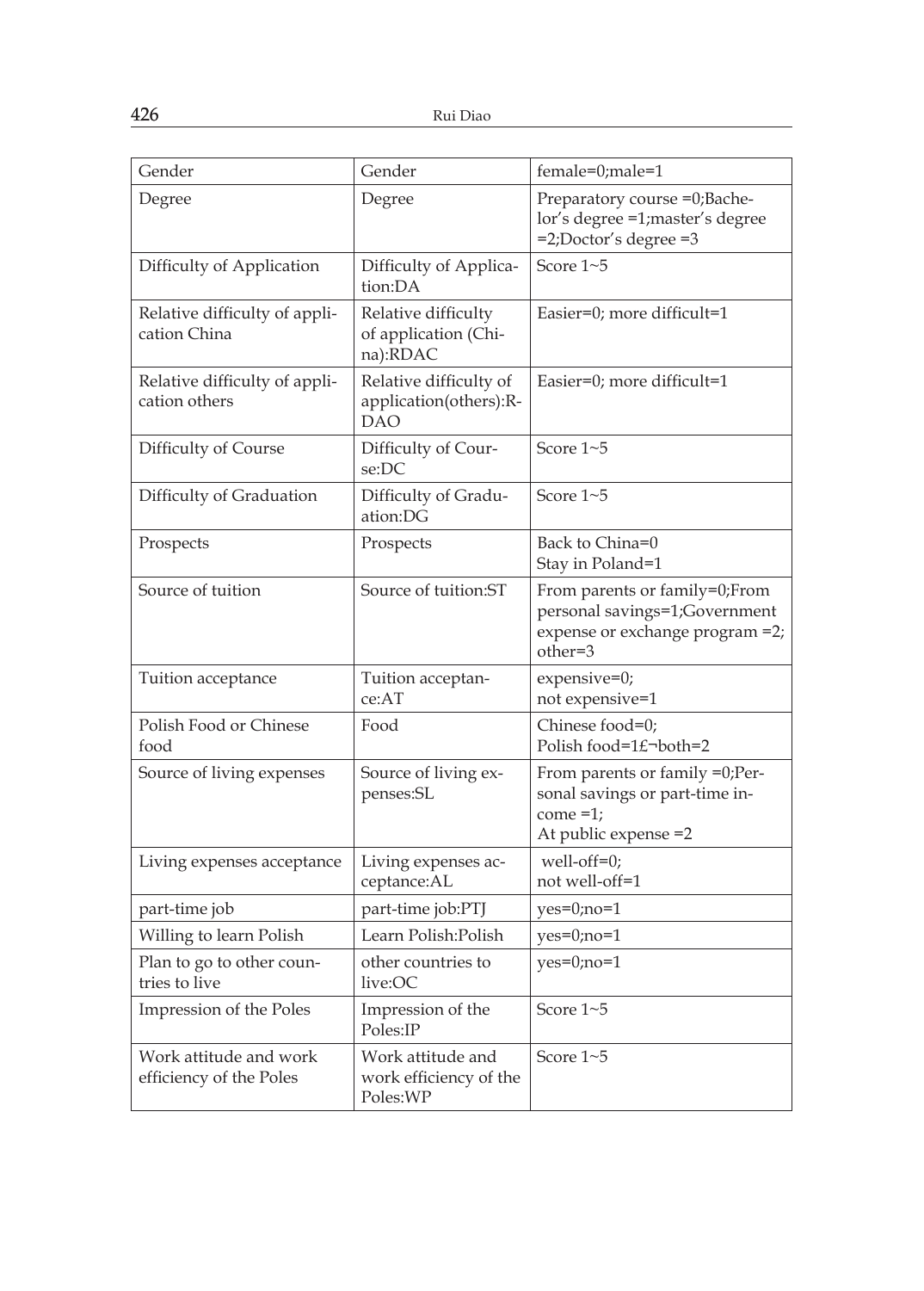| Gender | Gender | female=0;male=1 |
|---|---|---|
| Degree | Degree | Preparatory course =0;Bachelor's degree =1;master's degree =2;Doctor's degree =3 |
| Difficulty of Application | Difficulty of Application:DA | Score 1~5 |
| Relative difficulty of application China | Relative difficulty of application (China):RDAC | Easier=0; more difficult=1 |
| Relative difficulty of application others | Relative difficulty of application(others):RDAO | Easier=0; more difficult=1 |
| Difficulty of Course | Difficulty of Course:DC | Score 1~5 |
| Difficulty of Graduation | Difficulty of Graduation:DG | Score 1~5 |
| Prospects | Prospects | Back to China=0<br>Stay in Poland=1 |
| Source of tuition | Source of tuition:ST | From parents or family=0;From personal savings=1;Government expense or exchange program =2; other=3 |
| Tuition acceptance | Tuition acceptance:AT | expensive=0;<br>not expensive=1 |
| Polish Food or Chinese food | Food | Chinese food=0;<br>Polish food=1£¬both=2 |
| Source of living expenses | Source of living expenses:SL | From parents or family =0;Personal savings or part-time income =1;<br>At public expense =2 |
| Living expenses acceptance | Living expenses acceptance:AL | well-off=0;<br>not well-off=1 |
| part-time job | part-time job:PTJ | yes=0;no=1 |
| Willing to learn Polish | Learn Polish:Polish | yes=0;no=1 |
| Plan to go to other countries to live | other countries to live:OC | yes=0;no=1 |
| Impression of the Poles | Impression of the Poles:IP | Score 1~5 |
| Work attitude and work efficiency of the Poles | Work attitude and work efficiency of the Poles:WP | Score 1~5 |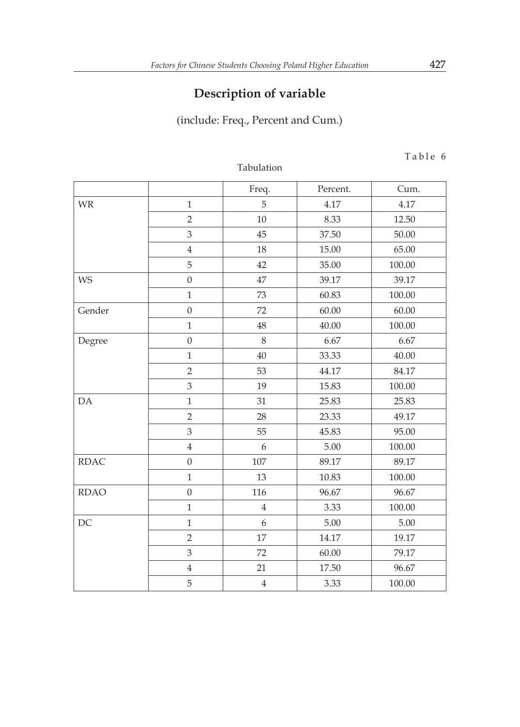## Description of variable

(include: Freq., Percent and Cum.)

Table 6

Tabulation

| | | Freq. | Percent. | Cum. |
|---|---|---|---|---|
| WR | 1 | 5 | 4.17 | 4.17 |
| | 2 | 10 | 8.33 | 12.50 |
| | 3 | 45 | 37.50 | 50.00 |
| | 4 | 18 | 15.00 | 65.00 |
| | 5 | 42 | 35.00 | 100.00 |
| WS | 0 | 47 | 39.17 | 39.17 |
| | 1 | 73 | 60.83 | 100.00 |
| Gender | 0 | 72 | 60.00 | 60.00 |
| | 1 | 48 | 40.00 | 100.00 |
| Degree | 0 | 8 | 6.67 | 6.67 |
| | 1 | 40 | 33.33 | 40.00 |
| | 2 | 53 | 44.17 | 84.17 |
| | 3 | 19 | 15.83 | 100.00 |
| DA | 1 | 31 | 25.83 | 25.83 |
| | 2 | 28 | 23.33 | 49.17 |
| | 3 | 55 | 45.83 | 95.00 |
| | 4 | 6 | 5.00 | 100.00 |
| RDAC | 0 | 107 | 89.17 | 89.17 |
| | 1 | 13 | 10.83 | 100.00 |
| RDAO | 0 | 116 | 96.67 | 96.67 |
| | 1 | 4 | 3.33 | 100.00 |
| DC | 1 | 6 | 5.00 | 5.00 |
| | 2 | 17 | 14.17 | 19.17 |
| | 3 | 72 | 60.00 | 79.17 |
| | 4 | 21 | 17.50 | 96.67 |
| | 5 | 4 | 3.33 | 100.00 |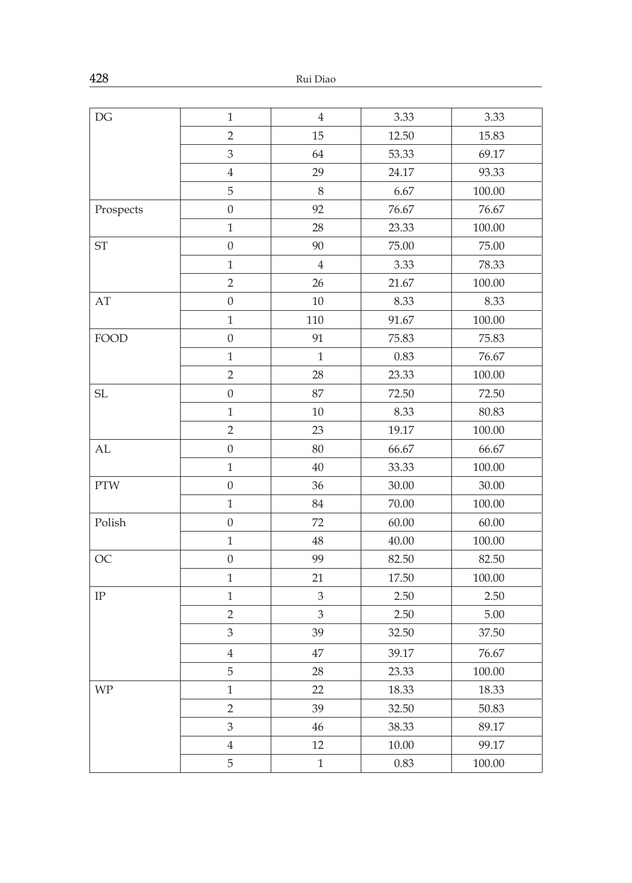| DG | 1 | 4 | 3.33 | 3.33 |
| --- | --- | --- | --- | --- |
| | 2 | 15 | 12.50 | 15.83 |
| | 3 | 64 | 53.33 | 69.17 |
| | 4 | 29 | 24.17 | 93.33 |
| | 5 | 8 | 6.67 | 100.00 |
| Prospects | 0 | 92 | 76.67 | 76.67 |
| | 1 | 28 | 23.33 | 100.00 |
| ST | 0 | 90 | 75.00 | 75.00 |
| | 1 | 4 | 3.33 | 78.33 |
| | 2 | 26 | 21.67 | 100.00 |
| AT | 0 | 10 | 8.33 | 8.33 |
| | 1 | 110 | 91.67 | 100.00 |
| FOOD | 0 | 91 | 75.83 | 75.83 |
| | 1 | 1 | 0.83 | 76.67 |
| | 2 | 28 | 23.33 | 100.00 |
| SL | 0 | 87 | 72.50 | 72.50 |
| | 1 | 10 | 8.33 | 80.83 |
| | 2 | 23 | 19.17 | 100.00 |
| AL | 0 | 80 | 66.67 | 66.67 |
| | 1 | 40 | 33.33 | 100.00 |
| PTW | 0 | 36 | 30.00 | 30.00 |
| | 1 | 84 | 70.00 | 100.00 |
| Polish | 0 | 72 | 60.00 | 60.00 |
| | 1 | 48 | 40.00 | 100.00 |
| OC | 0 | 99 | 82.50 | 82.50 |
| | 1 | 21 | 17.50 | 100.00 |
| IP | 1 | 3 | 2.50 | 2.50 |
| | 2 | 3 | 2.50 | 5.00 |
| | 3 | 39 | 32.50 | 37.50 |
| | 4 | 47 | 39.17 | 76.67 |
| | 5 | 28 | 23.33 | 100.00 |
| WP | 1 | 22 | 18.33 | 18.33 |
| | 2 | 39 | 32.50 | 50.83 |
| | 3 | 46 | 38.33 | 89.17 |
| | 4 | 12 | 10.00 | 99.17 |
| | 5 | 1 | 0.83 | 100.00 |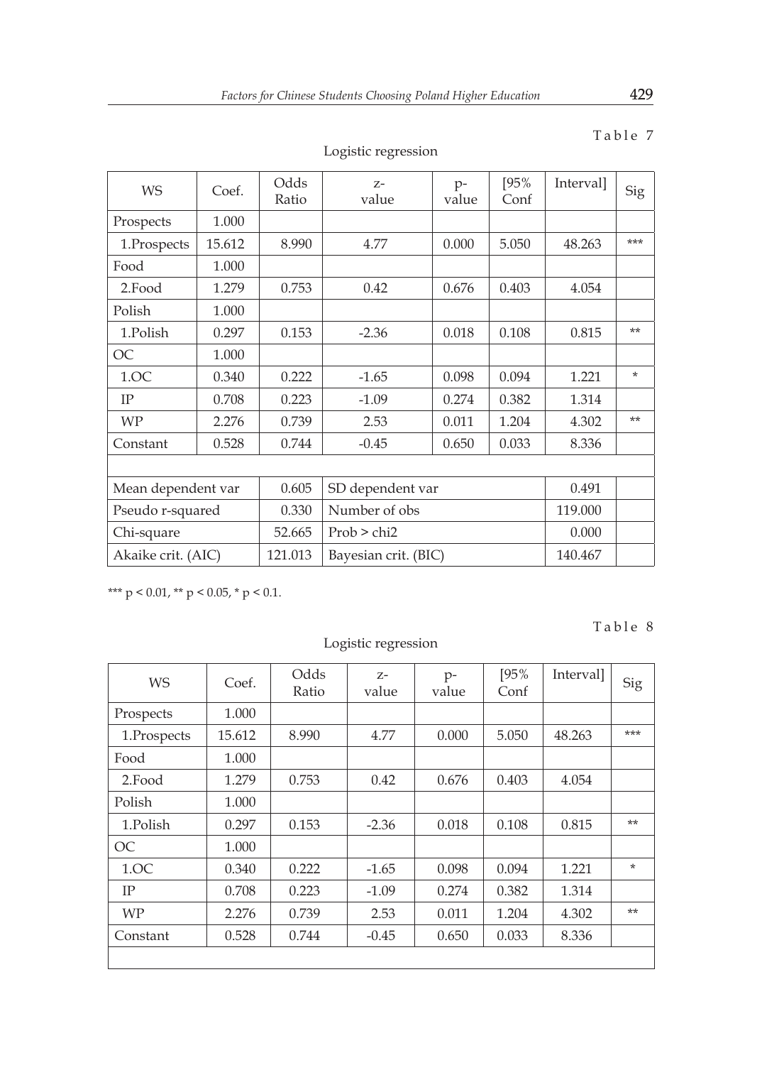Table 7

Logistic regression

| WS | Coef. | Odds Ratio | z-value | p-value | [95% Conf | Interval] | Sig |
|---|---|---|---|---|---|---|---|
| Prospects | 1.000 | | | | | | |
| 1.Prospects | 15.612 | 8.990 | 4.77 | 0.000 | 5.050 | 48.263 | *** |
| Food | 1.000 | | | | | | |
| 2.Food | 1.279 | 0.753 | 0.42 | 0.676 | 0.403 | 4.054 | |
| Polish | 1.000 | | | | | | |
| 1.Polish | 0.297 | 0.153 | -2.36 | 0.018 | 0.108 | 0.815 | ** |
| OC | 1.000 | | | | | | |
| 1.OC | 0.340 | 0.222 | -1.65 | 0.098 | 0.094 | 1.221 | * |
| IP | 0.708 | 0.223 | -1.09 | 0.274 | 0.382 | 1.314 | |
| WP | 2.276 | 0.739 | 2.53 | 0.011 | 1.204 | 4.302 | ** |
| Constant | 0.528 | 0.744 | -0.45 | 0.650 | 0.033 | 8.336 | |
| | | | | | | | |
| Mean dependent var | | 0.605 | SD dependent var | | | 0.491 | |
| Pseudo r-squared | | 0.330 | Number of obs | | | 119.000 | |
| Chi-square | | 52.665 | Prob > chi2 | | | 0.000 | |
| Akaike crit. (AIC) | | 121.013 | Bayesian crit. (BIC) | | | 140.467 | |

*** $p < 0.01$, ** $p < 0.05$, * $p < 0.1$.

Table 8

Logistic regression

| WS | Coef. | Odds Ratio | z-value | p-value | [95% Conf | Interval] | Sig |
|---|---|---|---|---|---|---|---|
| Prospects | 1.000 | | | | | | |
| 1.Prospects | 15.612 | 8.990 | 4.77 | 0.000 | 5.050 | 48.263 | *** |
| Food | 1.000 | | | | | | |
| 2.Food | 1.279 | 0.753 | 0.42 | 0.676 | 0.403 | 4.054 | |
| Polish | 1.000 | | | | | | |
| 1.Polish | 0.297 | 0.153 | -2.36 | 0.018 | 0.108 | 0.815 | ** |
| OC | 1.000 | | | | | | |
| 1.OC | 0.340 | 0.222 | -1.65 | 0.098 | 0.094 | 1.221 | * |
| IP | 0.708 | 0.223 | -1.09 | 0.274 | 0.382 | 1.314 | |
| WP | 2.276 | 0.739 | 2.53 | 0.011 | 1.204 | 4.302 | ** |
| Constant | 0.528 | 0.744 | -0.45 | 0.650 | 0.033 | 8.336 | |
| | | | | | | | |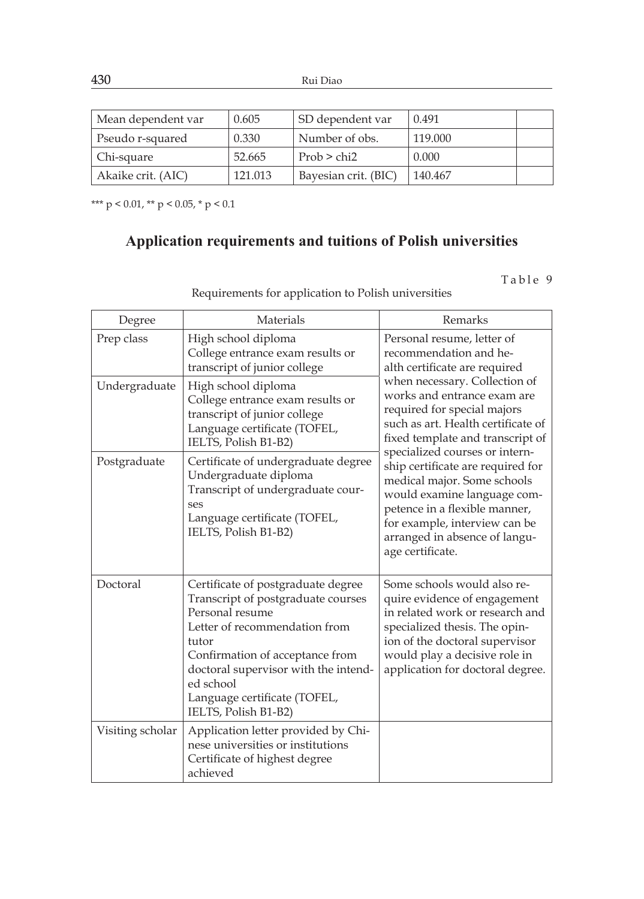| Mean dependent var | 0.605 | SD dependent var | 0.491 | |
|---|---|---|---|---|
| Pseudo r-squared | 0.330 | Number of obs. | 119.000 | |
| Chi-square | 52.665 | Prob > chi2 | 0.000 | |
| Akaike crit. (AIC) | 121.013 | Bayesian crit. (BIC) | 140.467 | |

*** $p < 0.01$, ** $p < 0.05$, * $p < 0.1$

## Application requirements and tuitions of Polish universities

Table 9

Requirements for application to Polish universities

| Degree | Materials | Remarks |
|---|---|---|
| Prep class | High school diploma<br>College entrance exam results or transcript of junior college | Personal resume, letter of recommendation and health certificate are required when necessary. Collection of works and entrance exam are required for special majors such as art. Health certificate of fixed template and transcript of specialized courses or internship certificate are required for medical major. Some schools would examine language competence in a flexible manner, for example, interview can be arranged in absence of language certificate. |
| Undergraduate | High school diploma<br>College entrance exam results or transcript of junior college<br>Language certificate (TOFEL, IELTS, Polish B1-B2) | |
| Postgraduate | Certificate of undergraduate degree<br>Undergraduate diploma<br>Transcript of undergraduate courses<br>Language certificate (TOFEL, IELTS, Polish B1-B2) | |
| Doctoral | Certificate of postgraduate degree<br>Transcript of postgraduate courses<br>Personal resume<br>Letter of recommendation from tutor<br>Confirmation of acceptance from doctoral supervisor with the intended school<br>Language certificate (TOFEL, IELTS, Polish B1-B2) | Some schools would also require evidence of engagement in related work or research and specialized thesis. The opinion of the doctoral supervisor would play a decisive role in application for doctoral degree. |
| Visiting scholar | Application letter provided by Chinese universities or institutions<br>Certificate of highest degree achieved | |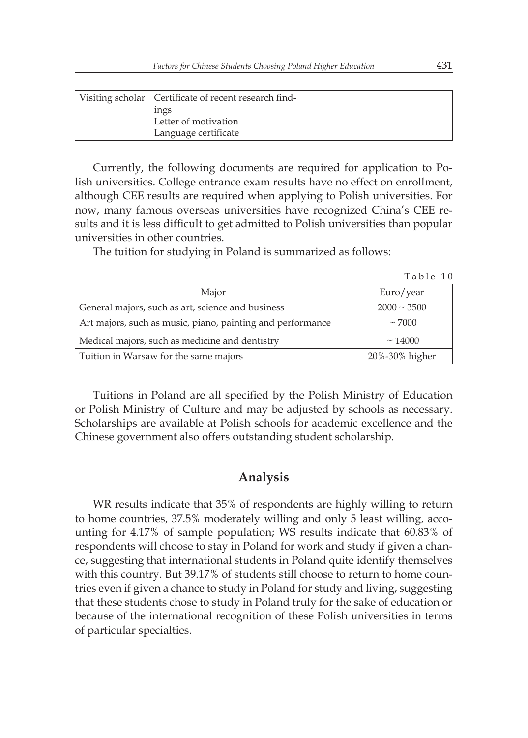| Visiting scholar | Certificate of recent research findings<br>Letter of motivation<br>Language certificate | |
|---|---|---|

Currently, the following documents are required for application to Polish universities. College entrance exam results have no effect on enrollment, although CEE results are required when applying to Polish universities. For now, many famous overseas universities have recognized China's CEE results and it is less difficult to get admitted to Polish universities than popular universities in other countries.

The tuition for studying in Poland is summarized as follows:

Table 10

| Major | Euro/year |
|---|---|
| General majors, such as art, science and business | 2000 ~ 3500 |
| Art majors, such as music, piano, painting and performance | ~ 7000 |
| Medical majors, such as medicine and dentistry | ~ 14000 |
| Tuition in Warsaw for the same majors | 20%-30% higher |

Tuitions in Poland are all specified by the Polish Ministry of Education or Polish Ministry of Culture and may be adjusted by schools as necessary. Scholarships are available at Polish schools for academic excellence and the Chinese government also offers outstanding student scholarship.

## Analysis

WR results indicate that 35% of respondents are highly willing to return to home countries, 37.5% moderately willing and only 5 least willing, accounting for 4.17% of sample population; WS results indicate that 60.83% of respondents will choose to stay in Poland for work and study if given a chance, suggesting that international students in Poland quite identify themselves with this country. But 39.17% of students still choose to return to home countries even if given a chance to study in Poland for study and living, suggesting that these students chose to study in Poland truly for the sake of education or because of the international recognition of these Polish universities in terms of particular specialties.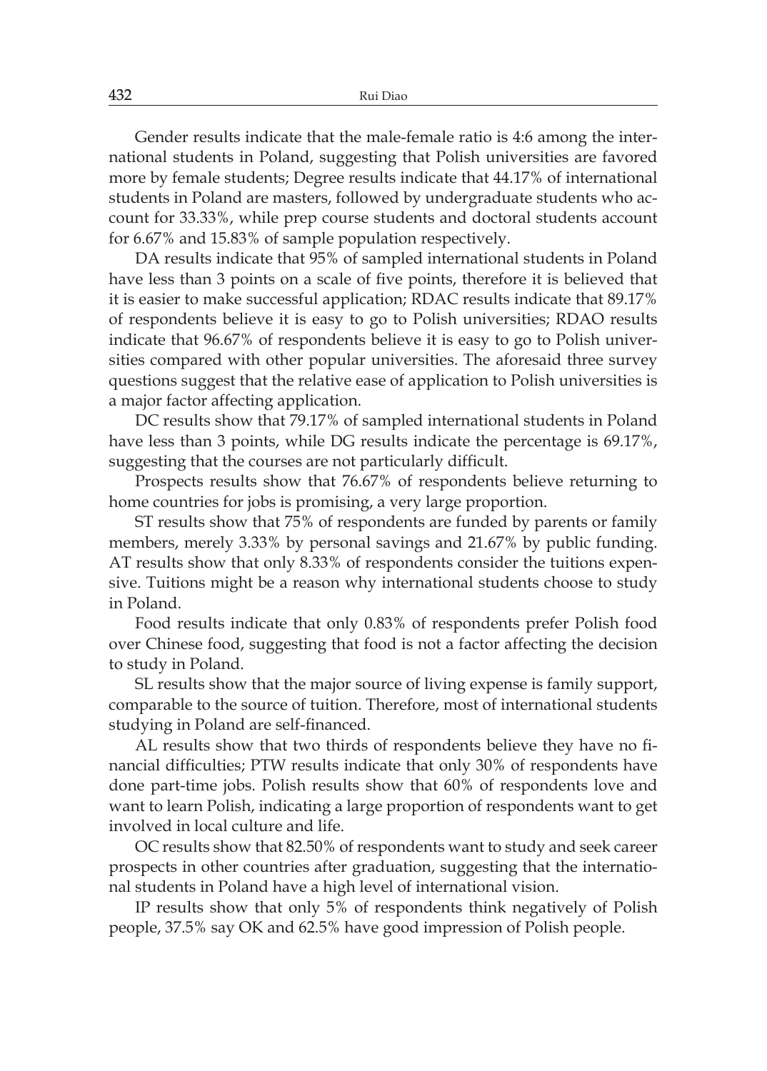Gender results indicate that the male-female ratio is 4:6 among the international students in Poland, suggesting that Polish universities are favored more by female students; Degree results indicate that 44.17% of international students in Poland are masters, followed by undergraduate students who account for 33.33%, while prep course students and doctoral students account for 6.67% and 15.83% of sample population respectively.

DA results indicate that 95% of sampled international students in Poland have less than 3 points on a scale of five points, therefore it is believed that it is easier to make successful application; RDAC results indicate that 89.17% of respondents believe it is easy to go to Polish universities; RDAO results indicate that 96.67% of respondents believe it is easy to go to Polish universities compared with other popular universities. The aforesaid three survey questions suggest that the relative ease of application to Polish universities is a major factor affecting application.

DC results show that 79.17% of sampled international students in Poland have less than 3 points, while DG results indicate the percentage is 69.17%, suggesting that the courses are not particularly difficult.

Prospects results show that 76.67% of respondents believe returning to home countries for jobs is promising, a very large proportion.

ST results show that 75% of respondents are funded by parents or family members, merely 3.33% by personal savings and 21.67% by public funding. AT results show that only 8.33% of respondents consider the tuitions expensive. Tuitions might be a reason why international students choose to study in Poland.

Food results indicate that only 0.83% of respondents prefer Polish food over Chinese food, suggesting that food is not a factor affecting the decision to study in Poland.

SL results show that the major source of living expense is family support, comparable to the source of tuition. Therefore, most of international students studying in Poland are self-financed.

AL results show that two thirds of respondents believe they have no financial difficulties; PTW results indicate that only 30% of respondents have done part-time jobs. Polish results show that 60% of respondents love and want to learn Polish, indicating a large proportion of respondents want to get involved in local culture and life.

OC results show that 82.50% of respondents want to study and seek career prospects in other countries after graduation, suggesting that the international students in Poland have a high level of international vision.

IP results show that only 5% of respondents think negatively of Polish people, 37.5% say OK and 62.5% have good impression of Polish people.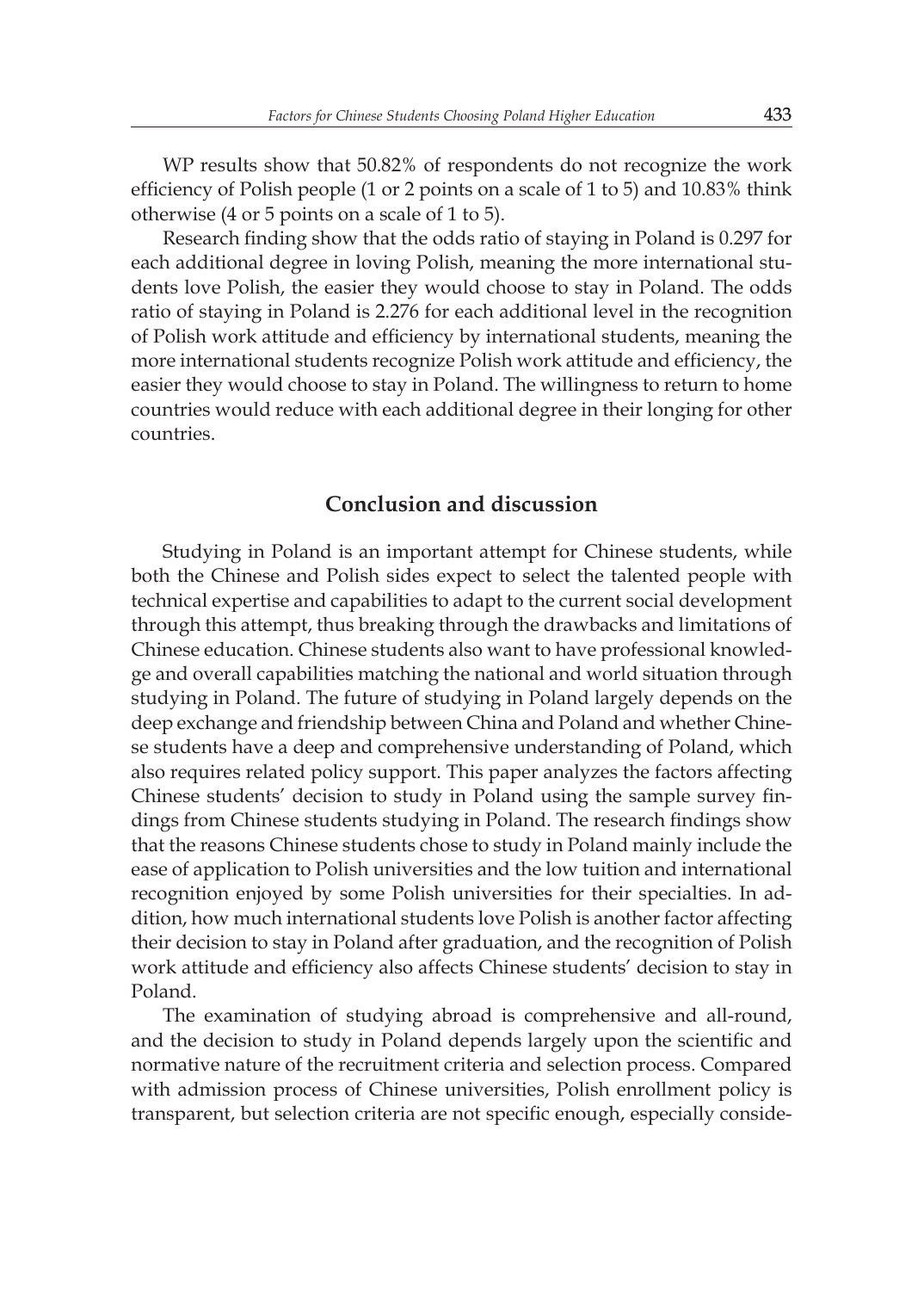WP results show that 50.82% of respondents do not recognize the work efficiency of Polish people (1 or 2 points on a scale of 1 to 5) and 10.83% think otherwise (4 or 5 points on a scale of 1 to 5).

Research finding show that the odds ratio of staying in Poland is 0.297 for each additional degree in loving Polish, meaning the more international students love Polish, the easier they would choose to stay in Poland. The odds ratio of staying in Poland is 2.276 for each additional level in the recognition of Polish work attitude and efficiency by international students, meaning the more international students recognize Polish work attitude and efficiency, the easier they would choose to stay in Poland. The willingness to return to home countries would reduce with each additional degree in their longing for other countries.

## Conclusion and discussion

Studying in Poland is an important attempt for Chinese students, while both the Chinese and Polish sides expect to select the talented people with technical expertise and capabilities to adapt to the current social development through this attempt, thus breaking through the drawbacks and limitations of Chinese education. Chinese students also want to have professional knowledge and overall capabilities matching the national and world situation through studying in Poland. The future of studying in Poland largely depends on the deep exchange and friendship between China and Poland and whether Chinese students have a deep and comprehensive understanding of Poland, which also requires related policy support. This paper analyzes the factors affecting Chinese students' decision to study in Poland using the sample survey findings from Chinese students studying in Poland. The research findings show that the reasons Chinese students chose to study in Poland mainly include the ease of application to Polish universities and the low tuition and international recognition enjoyed by some Polish universities for their specialties. In addition, how much international students love Polish is another factor affecting their decision to stay in Poland after graduation, and the recognition of Polish work attitude and efficiency also affects Chinese students' decision to stay in Poland.

The examination of studying abroad is comprehensive and all-round, and the decision to study in Poland depends largely upon the scientific and normative nature of the recruitment criteria and selection process. Compared with admission process of Chinese universities, Polish enrollment policy is transparent, but selection criteria are not specific enough, especially conside-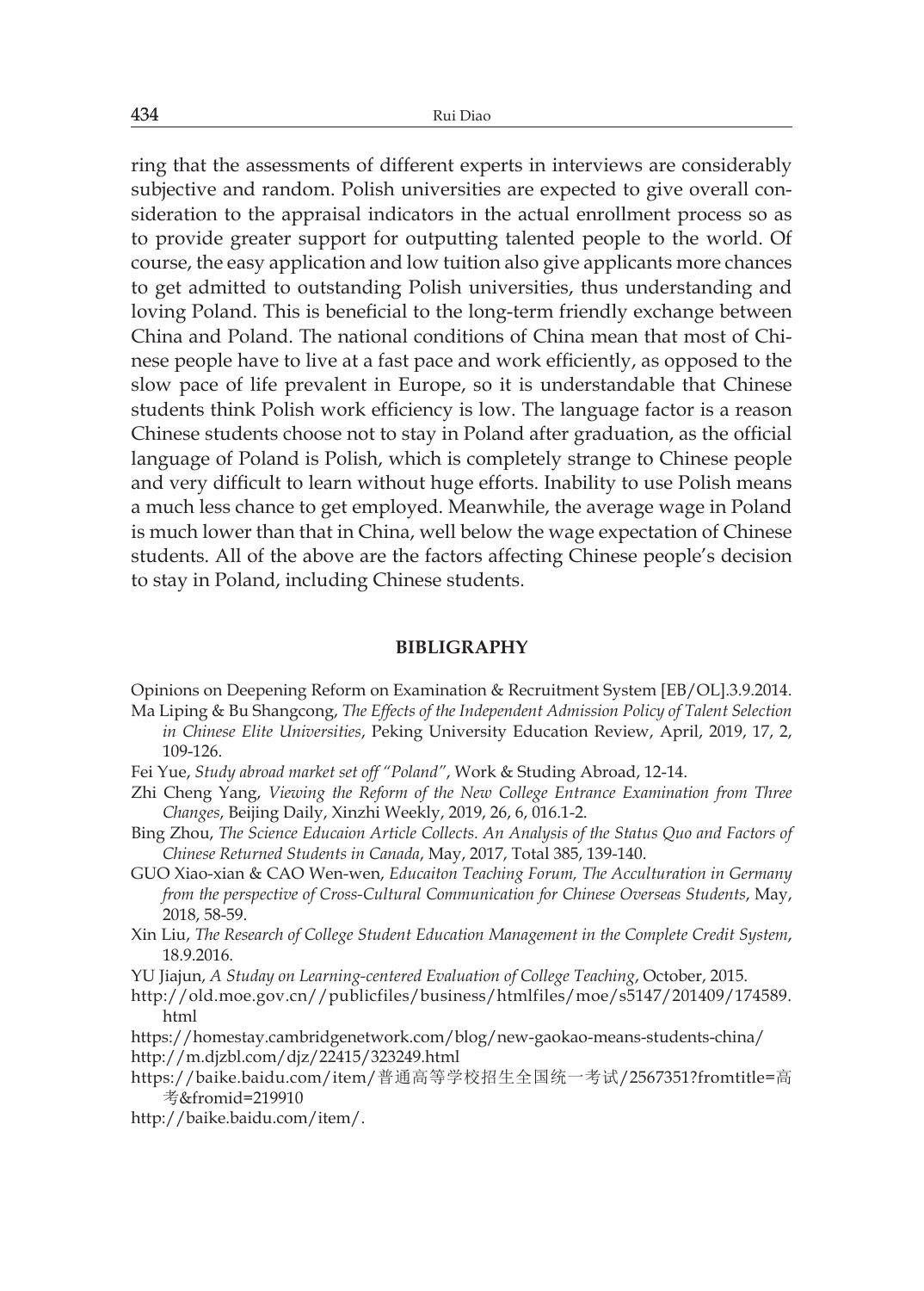ring that the assessments of different experts in interviews are considerably subjective and random. Polish universities are expected to give overall consideration to the appraisal indicators in the actual enrollment process so as to provide greater support for outputting talented people to the world. Of course, the easy application and low tuition also give applicants more chances to get admitted to outstanding Polish universities, thus understanding and loving Poland. This is beneficial to the long-term friendly exchange between China and Poland. The national conditions of China mean that most of Chinese people have to live at a fast pace and work efficiently, as opposed to the slow pace of life prevalent in Europe, so it is understandable that Chinese students think Polish work efficiency is low. The language factor is a reason Chinese students choose not to stay in Poland after graduation, as the official language of Poland is Polish, which is completely strange to Chinese people and very difficult to learn without huge efforts. Inability to use Polish means a much less chance to get employed. Meanwhile, the average wage in Poland is much lower than that in China, well below the wage expectation of Chinese students. All of the above are the factors affecting Chinese people's decision to stay in Poland, including Chinese students.

## BIBLIGRAPHY

Opinions on Deepening Reform on Examination & Recruitment System [EB/OL].3.9.2014.

Ma Liping & Bu Shangcong, *The Effects of the Independent Admission Policy of Talent Selection in Chinese Elite Universities*, Peking University Education Review, April, 2019, 17, 2, 109-126.

Fei Yue, *Study abroad market set off "Poland"*, Work & Studing Abroad, 12-14.

Zhi Cheng Yang, *Viewing the Reform of the New College Entrance Examination from Three Changes*, Beijing Daily, Xinzhi Weekly, 2019, 26, 6, 016.1-2.

Bing Zhou, *The Science Educaion Article Collects. An Analysis of the Status Quo and Factors of Chinese Returned Students in Canada*, May, 2017, Total 385, 139-140.

GUO Xiao-xian & CAO Wen-wen, *Educaiton Teaching Forum, The Acculturation in Germany from the perspective of Cross-Cultural Communication for Chinese Overseas Students*, May, 2018, 58-59.

Xin Liu, *The Research of College Student Education Management in the Complete Credit System*, 18.9.2016.

YU Jiajun, *A Studay on Learning-centered Evaluation of College Teaching*, October, 2015.

http://old.moe.gov.cn//publicfiles/business/htmlfiles/moe/s5147/201409/174589.html

https://homestay.cambridgenetwork.com/blog/new-gaokao-means-students-china/

http://m.djzbl.com/djz/22415/323249.html

https://baike.baidu.com/item/普通高等学校招生全国统一考试/2567351?fromtitle=高考&fromid=219910

http://baike.baidu.com/item/.